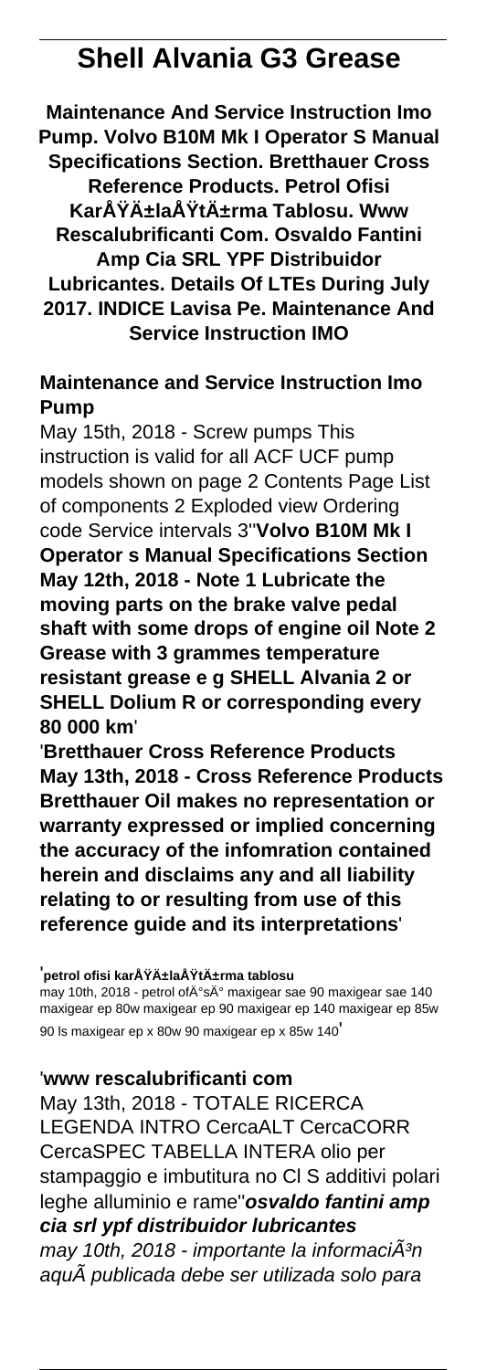# Shell Alvania G3 Grease

**Maintenance And Service Instruction Imo Pump. Volvo B10M Mk I Operator S Manual Specifications Section. Bretthauer Cross Reference Products. Petrol Ofisi KarÅŸÄ±laÅŸtÄ±rma Tablosu. Www Rescalubrificanti Com. Osvaldo Fantini Amp Cia SRL YPF Distribuidor Lubricantes. Details Of LTEs During July 2017. INDICE Lavisa Pe. Maintenance And Service Instruction IMO**

## Maintenance and Service Instruction Imo Pump

May 15th, 2018 - Screw pumps This instruction is valid for all ACF UCF pump models shown on page 2 Contents Page List of components 2 Exploded view Ordering code Service intervals 3''**Volvo B10M Mk I Operator s Manual Specifications Section May 12th, 2018 - Note 1 Lubricate the moving parts on the brake valve pedal shaft with some drops of engine oil Note 2 Grease with 3 grammes temperature resistant grease e g SHELL Alvania 2 or SHELL Dolium R or corresponding every 80 000 km**'

'**Bretthauer Cross Reference Products May 13th, 2018 - Cross Reference Products Bretthauer Oil makes no representation or warranty expressed or implied concerning the accuracy of the infomration contained herein and disclaims any and all liability relating to or resulting from use of this reference guide and its interpretations**'

'**petrol ofisi karÅŸÄ±laÅŸtÄ±rma tablosu**
may 10th, 2018 - petrol ofÄ°sÄ° maxigear sae 90 maxigear sae 140 maxigear ep 80w maxigear ep 90 maxigear ep 140 maxigear ep 85w 90 ls maxigear ep x 80w 90 maxigear ep x 85w 140'

'**www rescalubrificanti com**
May 13th, 2018 - TOTALE RICERCA LEGENDA INTRO CercaALT CercaCORR CercaSPEC TABELLA INTERA olio per stampaggio e imbutitura no Cl S additivi polari leghe alluminio e rame''***osvaldo fantini amp cia srl ypf distribuidor lubricantes***
*may 10th, 2018 - importante la informaciÃ³n aquÃ publicada debe ser utilizada solo para*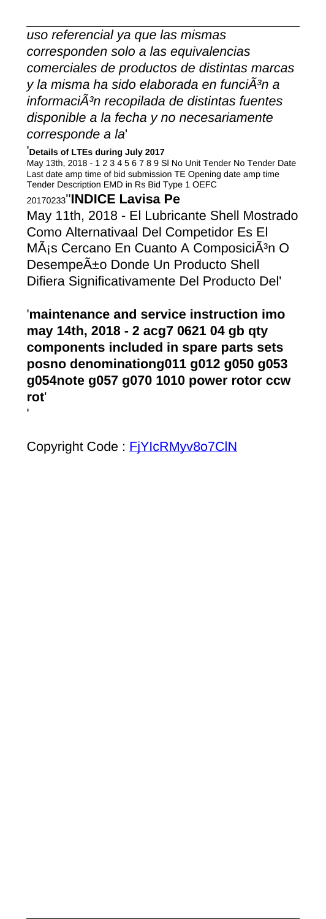*uso referencial ya que las mismas corresponden solo a las equivalencias comerciales de productos de distintas marcas y la misma ha sido elaborada en funciÃ³n a informaciÃ³n recopilada de distintas fuentes disponible a la fecha y no necesariamente corresponde a la*'

'**Details of LTEs during July 2017**
May 13th, 2018 - 1 2 3 4 5 6 7 8 9 Sl No Unit Tender No Tender Date Last date amp time of bid submission TE Opening date amp time Tender Description EMD in Rs Bid Type 1 OEFC 20170233''**INDICE Lavisa Pe**
May 11th, 2018 - El Lubricante Shell Mostrado Como Alternativaal Del Competidor Es El MÃ¡s Cercano En Cuanto A ComposiciÃ³n O DesempeÃ±o Donde Un Producto Shell Difiera Significativamente Del Producto Del'

'**maintenance and service instruction imo may 14th, 2018 - 2 acg7 0621 04 gb qty components included in spare parts sets posno denominationg011 g012 g050 g053 g054note g057 g070 1010 power rotor ccw rot**'
'

Copyright Code : FjYIcRMyv8o7ClN